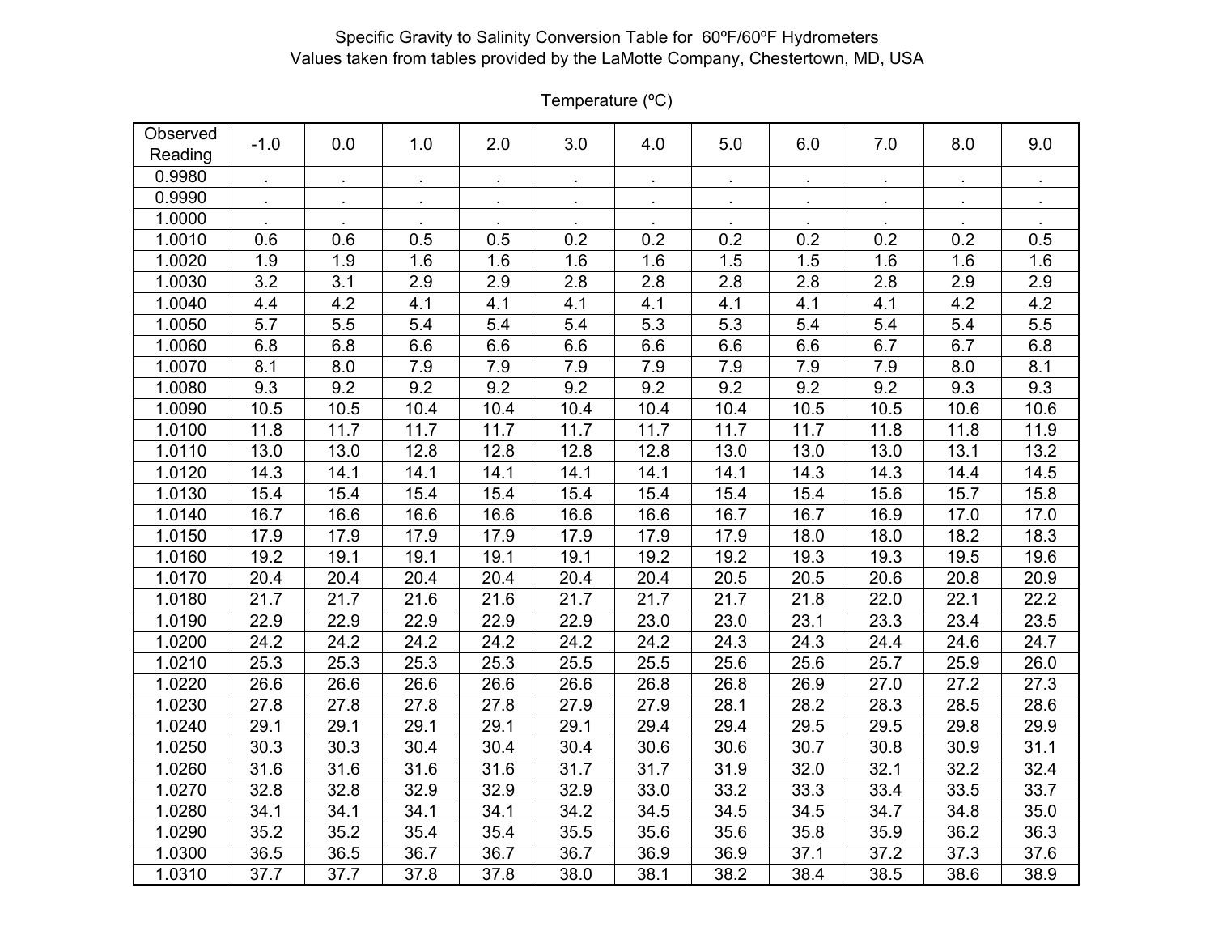Specific Gravity to Salinity Conversion Table for 60ºF/60ºF Hydrometers
Values taken from tables provided by the LaMotte Company, Chestertown, MD, USA

Temperature (ºC)

| Observed Reading | -1.0 | 0.0 | 1.0 | 2.0 | 3.0 | 4.0 | 5.0 | 6.0 | 7.0 | 8.0 | 9.0 |
|---|---|---|---|---|---|---|---|---|---|---|---|
| 0.9980 | . | . | . | . | . | . | . | . | . | . | . |
| 0.9990 | . | . | . | . | . | . | . | . | . | . | . |
| 1.0000 | . | . | . | . | . | . | . | . | . | . | . |
| 1.0010 | 0.6 | 0.6 | 0.5 | 0.5 | 0.2 | 0.2 | 0.2 | 0.2 | 0.2 | 0.2 | 0.5 |
| 1.0020 | 1.9 | 1.9 | 1.6 | 1.6 | 1.6 | 1.6 | 1.5 | 1.5 | 1.6 | 1.6 | 1.6 |
| 1.0030 | 3.2 | 3.1 | 2.9 | 2.9 | 2.8 | 2.8 | 2.8 | 2.8 | 2.8 | 2.9 | 2.9 |
| 1.0040 | 4.4 | 4.2 | 4.1 | 4.1 | 4.1 | 4.1 | 4.1 | 4.1 | 4.1 | 4.2 | 4.2 |
| 1.0050 | 5.7 | 5.5 | 5.4 | 5.4 | 5.4 | 5.3 | 5.3 | 5.4 | 5.4 | 5.4 | 5.5 |
| 1.0060 | 6.8 | 6.8 | 6.6 | 6.6 | 6.6 | 6.6 | 6.6 | 6.6 | 6.7 | 6.7 | 6.8 |
| 1.0070 | 8.1 | 8.0 | 7.9 | 7.9 | 7.9 | 7.9 | 7.9 | 7.9 | 7.9 | 8.0 | 8.1 |
| 1.0080 | 9.3 | 9.2 | 9.2 | 9.2 | 9.2 | 9.2 | 9.2 | 9.2 | 9.2 | 9.3 | 9.3 |
| 1.0090 | 10.5 | 10.5 | 10.4 | 10.4 | 10.4 | 10.4 | 10.4 | 10.5 | 10.5 | 10.6 | 10.6 |
| 1.0100 | 11.8 | 11.7 | 11.7 | 11.7 | 11.7 | 11.7 | 11.7 | 11.7 | 11.8 | 11.8 | 11.9 |
| 1.0110 | 13.0 | 13.0 | 12.8 | 12.8 | 12.8 | 12.8 | 13.0 | 13.0 | 13.0 | 13.1 | 13.2 |
| 1.0120 | 14.3 | 14.1 | 14.1 | 14.1 | 14.1 | 14.1 | 14.1 | 14.3 | 14.3 | 14.4 | 14.5 |
| 1.0130 | 15.4 | 15.4 | 15.4 | 15.4 | 15.4 | 15.4 | 15.4 | 15.4 | 15.6 | 15.7 | 15.8 |
| 1.0140 | 16.7 | 16.6 | 16.6 | 16.6 | 16.6 | 16.6 | 16.7 | 16.7 | 16.9 | 17.0 | 17.0 |
| 1.0150 | 17.9 | 17.9 | 17.9 | 17.9 | 17.9 | 17.9 | 17.9 | 18.0 | 18.0 | 18.2 | 18.3 |
| 1.0160 | 19.2 | 19.1 | 19.1 | 19.1 | 19.1 | 19.2 | 19.2 | 19.3 | 19.3 | 19.5 | 19.6 |
| 1.0170 | 20.4 | 20.4 | 20.4 | 20.4 | 20.4 | 20.4 | 20.5 | 20.5 | 20.6 | 20.8 | 20.9 |
| 1.0180 | 21.7 | 21.7 | 21.6 | 21.6 | 21.7 | 21.7 | 21.7 | 21.8 | 22.0 | 22.1 | 22.2 |
| 1.0190 | 22.9 | 22.9 | 22.9 | 22.9 | 22.9 | 23.0 | 23.0 | 23.1 | 23.3 | 23.4 | 23.5 |
| 1.0200 | 24.2 | 24.2 | 24.2 | 24.2 | 24.2 | 24.2 | 24.3 | 24.3 | 24.4 | 24.6 | 24.7 |
| 1.0210 | 25.3 | 25.3 | 25.3 | 25.3 | 25.5 | 25.5 | 25.6 | 25.6 | 25.7 | 25.9 | 26.0 |
| 1.0220 | 26.6 | 26.6 | 26.6 | 26.6 | 26.6 | 26.8 | 26.8 | 26.9 | 27.0 | 27.2 | 27.3 |
| 1.0230 | 27.8 | 27.8 | 27.8 | 27.8 | 27.9 | 27.9 | 28.1 | 28.2 | 28.3 | 28.5 | 28.6 |
| 1.0240 | 29.1 | 29.1 | 29.1 | 29.1 | 29.1 | 29.4 | 29.4 | 29.5 | 29.5 | 29.8 | 29.9 |
| 1.0250 | 30.3 | 30.3 | 30.4 | 30.4 | 30.4 | 30.6 | 30.6 | 30.7 | 30.8 | 30.9 | 31.1 |
| 1.0260 | 31.6 | 31.6 | 31.6 | 31.6 | 31.7 | 31.7 | 31.9 | 32.0 | 32.1 | 32.2 | 32.4 |
| 1.0270 | 32.8 | 32.8 | 32.9 | 32.9 | 32.9 | 33.0 | 33.2 | 33.3 | 33.4 | 33.5 | 33.7 |
| 1.0280 | 34.1 | 34.1 | 34.1 | 34.1 | 34.2 | 34.5 | 34.5 | 34.5 | 34.7 | 34.8 | 35.0 |
| 1.0290 | 35.2 | 35.2 | 35.4 | 35.4 | 35.5 | 35.6 | 35.6 | 35.8 | 35.9 | 36.2 | 36.3 |
| 1.0300 | 36.5 | 36.5 | 36.7 | 36.7 | 36.7 | 36.9 | 36.9 | 37.1 | 37.2 | 37.3 | 37.6 |
| 1.0310 | 37.7 | 37.7 | 37.8 | 37.8 | 38.0 | 38.1 | 38.2 | 38.4 | 38.5 | 38.6 | 38.9 |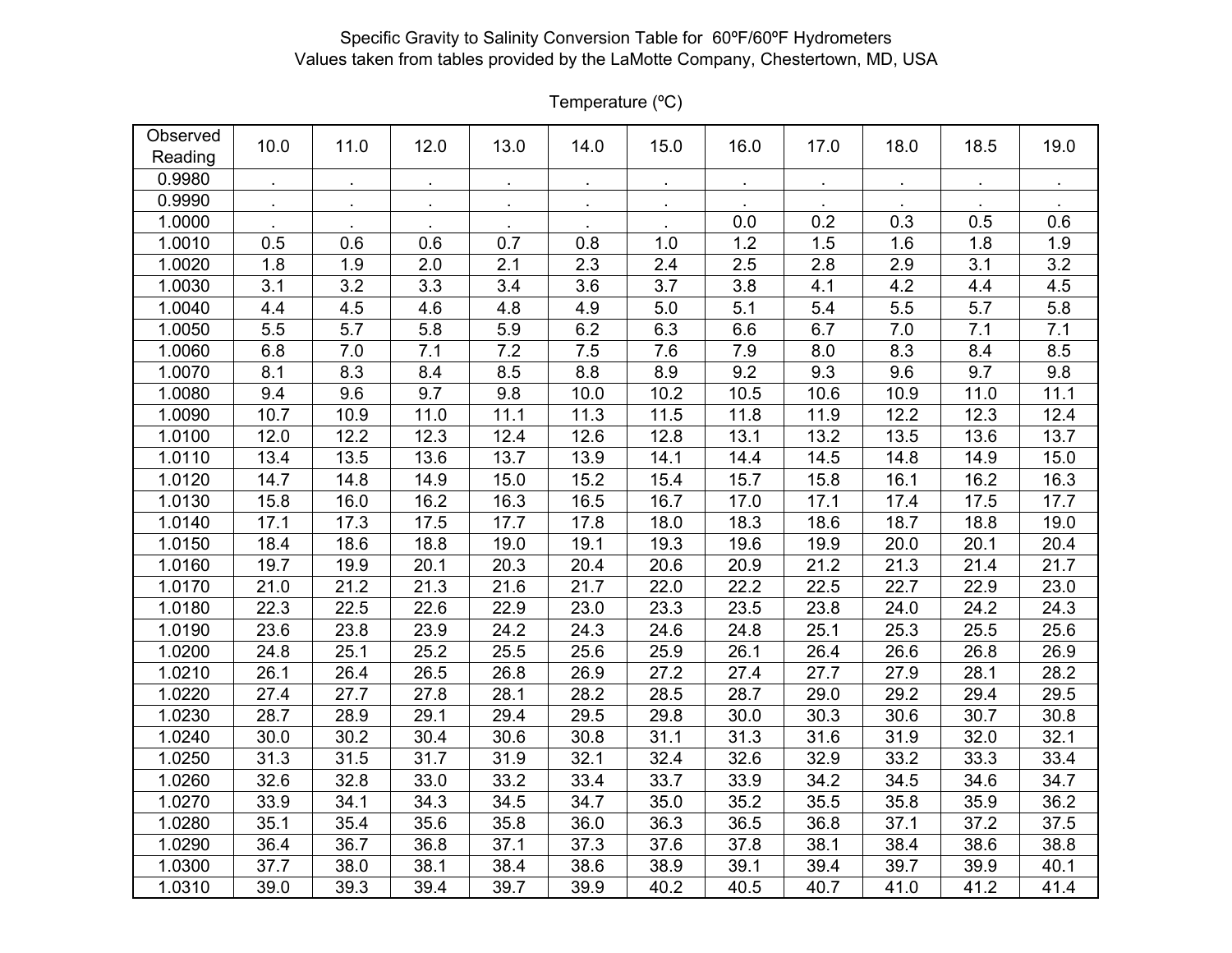Specific Gravity to Salinity Conversion Table for 60ºF/60ºF Hydrometers
Values taken from tables provided by the LaMotte Company, Chestertown, MD, USA

Temperature (ºC)

| Observed Reading | 10.0 | 11.0 | 12.0 | 13.0 | 14.0 | 15.0 | 16.0 | 17.0 | 18.0 | 18.5 | 19.0 |
|---|---|---|---|---|---|---|---|---|---|---|---|
| 0.9980 | . | . | . | . | . | . | . | . | . | . | . |
| 0.9990 | . | . | . | . | . | . | . | . | . | . | . |
| 1.0000 | . | . | . | . | . | . | 0.0 | 0.2 | 0.3 | 0.5 | 0.6 |
| 1.0010 | 0.5 | 0.6 | 0.6 | 0.7 | 0.8 | 1.0 | 1.2 | 1.5 | 1.6 | 1.8 | 1.9 |
| 1.0020 | 1.8 | 1.9 | 2.0 | 2.1 | 2.3 | 2.4 | 2.5 | 2.8 | 2.9 | 3.1 | 3.2 |
| 1.0030 | 3.1 | 3.2 | 3.3 | 3.4 | 3.6 | 3.7 | 3.8 | 4.1 | 4.2 | 4.4 | 4.5 |
| 1.0040 | 4.4 | 4.5 | 4.6 | 4.8 | 4.9 | 5.0 | 5.1 | 5.4 | 5.5 | 5.7 | 5.8 |
| 1.0050 | 5.5 | 5.7 | 5.8 | 5.9 | 6.2 | 6.3 | 6.6 | 6.7 | 7.0 | 7.1 | 7.1 |
| 1.0060 | 6.8 | 7.0 | 7.1 | 7.2 | 7.5 | 7.6 | 7.9 | 8.0 | 8.3 | 8.4 | 8.5 |
| 1.0070 | 8.1 | 8.3 | 8.4 | 8.5 | 8.8 | 8.9 | 9.2 | 9.3 | 9.6 | 9.7 | 9.8 |
| 1.0080 | 9.4 | 9.6 | 9.7 | 9.8 | 10.0 | 10.2 | 10.5 | 10.6 | 10.9 | 11.0 | 11.1 |
| 1.0090 | 10.7 | 10.9 | 11.0 | 11.1 | 11.3 | 11.5 | 11.8 | 11.9 | 12.2 | 12.3 | 12.4 |
| 1.0100 | 12.0 | 12.2 | 12.3 | 12.4 | 12.6 | 12.8 | 13.1 | 13.2 | 13.5 | 13.6 | 13.7 |
| 1.0110 | 13.4 | 13.5 | 13.6 | 13.7 | 13.9 | 14.1 | 14.4 | 14.5 | 14.8 | 14.9 | 15.0 |
| 1.0120 | 14.7 | 14.8 | 14.9 | 15.0 | 15.2 | 15.4 | 15.7 | 15.8 | 16.1 | 16.2 | 16.3 |
| 1.0130 | 15.8 | 16.0 | 16.2 | 16.3 | 16.5 | 16.7 | 17.0 | 17.1 | 17.4 | 17.5 | 17.7 |
| 1.0140 | 17.1 | 17.3 | 17.5 | 17.7 | 17.8 | 18.0 | 18.3 | 18.6 | 18.7 | 18.8 | 19.0 |
| 1.0150 | 18.4 | 18.6 | 18.8 | 19.0 | 19.1 | 19.3 | 19.6 | 19.9 | 20.0 | 20.1 | 20.4 |
| 1.0160 | 19.7 | 19.9 | 20.1 | 20.3 | 20.4 | 20.6 | 20.9 | 21.2 | 21.3 | 21.4 | 21.7 |
| 1.0170 | 21.0 | 21.2 | 21.3 | 21.6 | 21.7 | 22.0 | 22.2 | 22.5 | 22.7 | 22.9 | 23.0 |
| 1.0180 | 22.3 | 22.5 | 22.6 | 22.9 | 23.0 | 23.3 | 23.5 | 23.8 | 24.0 | 24.2 | 24.3 |
| 1.0190 | 23.6 | 23.8 | 23.9 | 24.2 | 24.3 | 24.6 | 24.8 | 25.1 | 25.3 | 25.5 | 25.6 |
| 1.0200 | 24.8 | 25.1 | 25.2 | 25.5 | 25.6 | 25.9 | 26.1 | 26.4 | 26.6 | 26.8 | 26.9 |
| 1.0210 | 26.1 | 26.4 | 26.5 | 26.8 | 26.9 | 27.2 | 27.4 | 27.7 | 27.9 | 28.1 | 28.2 |
| 1.0220 | 27.4 | 27.7 | 27.8 | 28.1 | 28.2 | 28.5 | 28.7 | 29.0 | 29.2 | 29.4 | 29.5 |
| 1.0230 | 28.7 | 28.9 | 29.1 | 29.4 | 29.5 | 29.8 | 30.0 | 30.3 | 30.6 | 30.7 | 30.8 |
| 1.0240 | 30.0 | 30.2 | 30.4 | 30.6 | 30.8 | 31.1 | 31.3 | 31.6 | 31.9 | 32.0 | 32.1 |
| 1.0250 | 31.3 | 31.5 | 31.7 | 31.9 | 32.1 | 32.4 | 32.6 | 32.9 | 33.2 | 33.3 | 33.4 |
| 1.0260 | 32.6 | 32.8 | 33.0 | 33.2 | 33.4 | 33.7 | 33.9 | 34.2 | 34.5 | 34.6 | 34.7 |
| 1.0270 | 33.9 | 34.1 | 34.3 | 34.5 | 34.7 | 35.0 | 35.2 | 35.5 | 35.8 | 35.9 | 36.2 |
| 1.0280 | 35.1 | 35.4 | 35.6 | 35.8 | 36.0 | 36.3 | 36.5 | 36.8 | 37.1 | 37.2 | 37.5 |
| 1.0290 | 36.4 | 36.7 | 36.8 | 37.1 | 37.3 | 37.6 | 37.8 | 38.1 | 38.4 | 38.6 | 38.8 |
| 1.0300 | 37.7 | 38.0 | 38.1 | 38.4 | 38.6 | 38.9 | 39.1 | 39.4 | 39.7 | 39.9 | 40.1 |
| 1.0310 | 39.0 | 39.3 | 39.4 | 39.7 | 39.9 | 40.2 | 40.5 | 40.7 | 41.0 | 41.2 | 41.4 |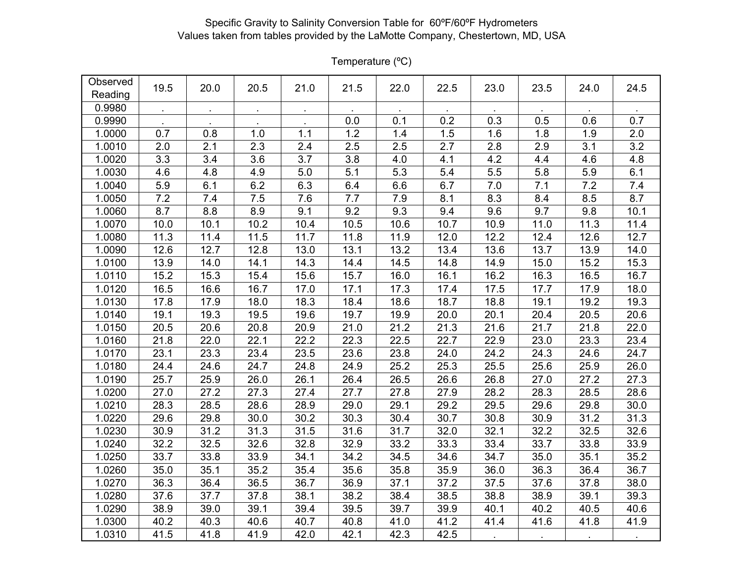Specific Gravity to Salinity Conversion Table for 60ºF/60ºF Hydrometers
Values taken from tables provided by the LaMotte Company, Chestertown, MD, USA

Temperature (ºC)

| Observed Reading | 19.5 | 20.0 | 20.5 | 21.0 | 21.5 | 22.0 | 22.5 | 23.0 | 23.5 | 24.0 | 24.5 |
|---|---|---|---|---|---|---|---|---|---|---|---|
| 0.9980 | . | . | . | . | . | . | . | . | . | . | . |
| 0.9990 | . | . | . | . | 0.0 | 0.1 | 0.2 | 0.3 | 0.5 | 0.6 | 0.7 |
| 1.0000 | 0.7 | 0.8 | 1.0 | 1.1 | 1.2 | 1.4 | 1.5 | 1.6 | 1.8 | 1.9 | 2.0 |
| 1.0010 | 2.0 | 2.1 | 2.3 | 2.4 | 2.5 | 2.5 | 2.7 | 2.8 | 2.9 | 3.1 | 3.2 |
| 1.0020 | 3.3 | 3.4 | 3.6 | 3.7 | 3.8 | 4.0 | 4.1 | 4.2 | 4.4 | 4.6 | 4.8 |
| 1.0030 | 4.6 | 4.8 | 4.9 | 5.0 | 5.1 | 5.3 | 5.4 | 5.5 | 5.8 | 5.9 | 6.1 |
| 1.0040 | 5.9 | 6.1 | 6.2 | 6.3 | 6.4 | 6.6 | 6.7 | 7.0 | 7.1 | 7.2 | 7.4 |
| 1.0050 | 7.2 | 7.4 | 7.5 | 7.6 | 7.7 | 7.9 | 8.1 | 8.3 | 8.4 | 8.5 | 8.7 |
| 1.0060 | 8.7 | 8.8 | 8.9 | 9.1 | 9.2 | 9.3 | 9.4 | 9.6 | 9.7 | 9.8 | 10.1 |
| 1.0070 | 10.0 | 10.1 | 10.2 | 10.4 | 10.5 | 10.6 | 10.7 | 10.9 | 11.0 | 11.3 | 11.4 |
| 1.0080 | 11.3 | 11.4 | 11.5 | 11.7 | 11.8 | 11.9 | 12.0 | 12.2 | 12.4 | 12.6 | 12.7 |
| 1.0090 | 12.6 | 12.7 | 12.8 | 13.0 | 13.1 | 13.2 | 13.4 | 13.6 | 13.7 | 13.9 | 14.0 |
| 1.0100 | 13.9 | 14.0 | 14.1 | 14.3 | 14.4 | 14.5 | 14.8 | 14.9 | 15.0 | 15.2 | 15.3 |
| 1.0110 | 15.2 | 15.3 | 15.4 | 15.6 | 15.7 | 16.0 | 16.1 | 16.2 | 16.3 | 16.5 | 16.7 |
| 1.0120 | 16.5 | 16.6 | 16.7 | 17.0 | 17.1 | 17.3 | 17.4 | 17.5 | 17.7 | 17.9 | 18.0 |
| 1.0130 | 17.8 | 17.9 | 18.0 | 18.3 | 18.4 | 18.6 | 18.7 | 18.8 | 19.1 | 19.2 | 19.3 |
| 1.0140 | 19.1 | 19.3 | 19.5 | 19.6 | 19.7 | 19.9 | 20.0 | 20.1 | 20.4 | 20.5 | 20.6 |
| 1.0150 | 20.5 | 20.6 | 20.8 | 20.9 | 21.0 | 21.2 | 21.3 | 21.6 | 21.7 | 21.8 | 22.0 |
| 1.0160 | 21.8 | 22.0 | 22.1 | 22.2 | 22.3 | 22.5 | 22.7 | 22.9 | 23.0 | 23.3 | 23.4 |
| 1.0170 | 23.1 | 23.3 | 23.4 | 23.5 | 23.6 | 23.8 | 24.0 | 24.2 | 24.3 | 24.6 | 24.7 |
| 1.0180 | 24.4 | 24.6 | 24.7 | 24.8 | 24.9 | 25.2 | 25.3 | 25.5 | 25.6 | 25.9 | 26.0 |
| 1.0190 | 25.7 | 25.9 | 26.0 | 26.1 | 26.4 | 26.5 | 26.6 | 26.8 | 27.0 | 27.2 | 27.3 |
| 1.0200 | 27.0 | 27.2 | 27.3 | 27.4 | 27.7 | 27.8 | 27.9 | 28.2 | 28.3 | 28.5 | 28.6 |
| 1.0210 | 28.3 | 28.5 | 28.6 | 28.9 | 29.0 | 29.1 | 29.2 | 29.5 | 29.6 | 29.8 | 30.0 |
| 1.0220 | 29.6 | 29.8 | 30.0 | 30.2 | 30.3 | 30.4 | 30.7 | 30.8 | 30.9 | 31.2 | 31.3 |
| 1.0230 | 30.9 | 31.2 | 31.3 | 31.5 | 31.6 | 31.7 | 32.0 | 32.1 | 32.2 | 32.5 | 32.6 |
| 1.0240 | 32.2 | 32.5 | 32.6 | 32.8 | 32.9 | 33.2 | 33.3 | 33.4 | 33.7 | 33.8 | 33.9 |
| 1.0250 | 33.7 | 33.8 | 33.9 | 34.1 | 34.2 | 34.5 | 34.6 | 34.7 | 35.0 | 35.1 | 35.2 |
| 1.0260 | 35.0 | 35.1 | 35.2 | 35.4 | 35.6 | 35.8 | 35.9 | 36.0 | 36.3 | 36.4 | 36.7 |
| 1.0270 | 36.3 | 36.4 | 36.5 | 36.7 | 36.9 | 37.1 | 37.2 | 37.5 | 37.6 | 37.8 | 38.0 |
| 1.0280 | 37.6 | 37.7 | 37.8 | 38.1 | 38.2 | 38.4 | 38.5 | 38.8 | 38.9 | 39.1 | 39.3 |
| 1.0290 | 38.9 | 39.0 | 39.1 | 39.4 | 39.5 | 39.7 | 39.9 | 40.1 | 40.2 | 40.5 | 40.6 |
| 1.0300 | 40.2 | 40.3 | 40.6 | 40.7 | 40.8 | 41.0 | 41.2 | 41.4 | 41.6 | 41.8 | 41.9 |
| 1.0310 | 41.5 | 41.8 | 41.9 | 42.0 | 42.1 | 42.3 | 42.5 | . | . | . | . |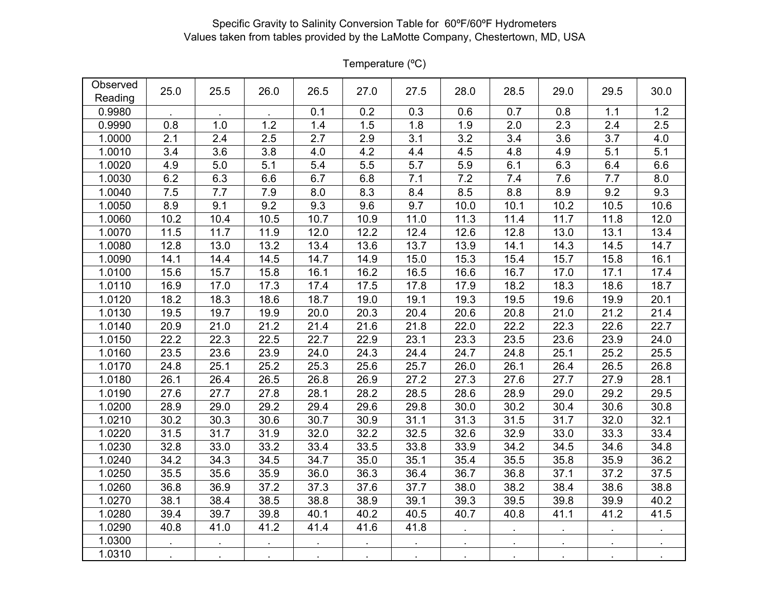Specific Gravity to Salinity Conversion Table for 60ºF/60ºF Hydrometers
Values taken from tables provided by the LaMotte Company, Chestertown, MD, USA

| Observed Reading | Temperature (ºC) | | | | | | | | | | |
|---|---|---|---|---|---|---|---|---|---|---|---|
| | 25.0 | 25.5 | 26.0 | 26.5 | 27.0 | 27.5 | 28.0 | 28.5 | 29.0 | 29.5 | 30.0 |
| 0.9980 | . | . | . | 0.1 | 0.2 | 0.3 | 0.6 | 0.7 | 0.8 | 1.1 | 1.2 |
| 0.9990 | 0.8 | 1.0 | 1.2 | 1.4 | 1.5 | 1.8 | 1.9 | 2.0 | 2.3 | 2.4 | 2.5 |
| 1.0000 | 2.1 | 2.4 | 2.5 | 2.7 | 2.9 | 3.1 | 3.2 | 3.4 | 3.6 | 3.7 | 4.0 |
| 1.0010 | 3.4 | 3.6 | 3.8 | 4.0 | 4.2 | 4.4 | 4.5 | 4.8 | 4.9 | 5.1 | 5.1 |
| 1.0020 | 4.9 | 5.0 | 5.1 | 5.4 | 5.5 | 5.7 | 5.9 | 6.1 | 6.3 | 6.4 | 6.6 |
| 1.0030 | 6.2 | 6.3 | 6.6 | 6.7 | 6.8 | 7.1 | 7.2 | 7.4 | 7.6 | 7.7 | 8.0 |
| 1.0040 | 7.5 | 7.7 | 7.9 | 8.0 | 8.3 | 8.4 | 8.5 | 8.8 | 8.9 | 9.2 | 9.3 |
| 1.0050 | 8.9 | 9.1 | 9.2 | 9.3 | 9.6 | 9.7 | 10.0 | 10.1 | 10.2 | 10.5 | 10.6 |
| 1.0060 | 10.2 | 10.4 | 10.5 | 10.7 | 10.9 | 11.0 | 11.3 | 11.4 | 11.7 | 11.8 | 12.0 |
| 1.0070 | 11.5 | 11.7 | 11.9 | 12.0 | 12.2 | 12.4 | 12.6 | 12.8 | 13.0 | 13.1 | 13.4 |
| 1.0080 | 12.8 | 13.0 | 13.2 | 13.4 | 13.6 | 13.7 | 13.9 | 14.1 | 14.3 | 14.5 | 14.7 |
| 1.0090 | 14.1 | 14.4 | 14.5 | 14.7 | 14.9 | 15.0 | 15.3 | 15.4 | 15.7 | 15.8 | 16.1 |
| 1.0100 | 15.6 | 15.7 | 15.8 | 16.1 | 16.2 | 16.5 | 16.6 | 16.7 | 17.0 | 17.1 | 17.4 |
| 1.0110 | 16.9 | 17.0 | 17.3 | 17.4 | 17.5 | 17.8 | 17.9 | 18.2 | 18.3 | 18.6 | 18.7 |
| 1.0120 | 18.2 | 18.3 | 18.6 | 18.7 | 19.0 | 19.1 | 19.3 | 19.5 | 19.6 | 19.9 | 20.1 |
| 1.0130 | 19.5 | 19.7 | 19.9 | 20.0 | 20.3 | 20.4 | 20.6 | 20.8 | 21.0 | 21.2 | 21.4 |
| 1.0140 | 20.9 | 21.0 | 21.2 | 21.4 | 21.6 | 21.8 | 22.0 | 22.2 | 22.3 | 22.6 | 22.7 |
| 1.0150 | 22.2 | 22.3 | 22.5 | 22.7 | 22.9 | 23.1 | 23.3 | 23.5 | 23.6 | 23.9 | 24.0 |
| 1.0160 | 23.5 | 23.6 | 23.9 | 24.0 | 24.3 | 24.4 | 24.7 | 24.8 | 25.1 | 25.2 | 25.5 |
| 1.0170 | 24.8 | 25.1 | 25.2 | 25.3 | 25.6 | 25.7 | 26.0 | 26.1 | 26.4 | 26.5 | 26.8 |
| 1.0180 | 26.1 | 26.4 | 26.5 | 26.8 | 26.9 | 27.2 | 27.3 | 27.6 | 27.7 | 27.9 | 28.1 |
| 1.0190 | 27.6 | 27.7 | 27.8 | 28.1 | 28.2 | 28.5 | 28.6 | 28.9 | 29.0 | 29.2 | 29.5 |
| 1.0200 | 28.9 | 29.0 | 29.2 | 29.4 | 29.6 | 29.8 | 30.0 | 30.2 | 30.4 | 30.6 | 30.8 |
| 1.0210 | 30.2 | 30.3 | 30.6 | 30.7 | 30.9 | 31.1 | 31.3 | 31.5 | 31.7 | 32.0 | 32.1 |
| 1.0220 | 31.5 | 31.7 | 31.9 | 32.0 | 32.2 | 32.5 | 32.6 | 32.9 | 33.0 | 33.3 | 33.4 |
| 1.0230 | 32.8 | 33.0 | 33.2 | 33.4 | 33.5 | 33.8 | 33.9 | 34.2 | 34.5 | 34.6 | 34.8 |
| 1.0240 | 34.2 | 34.3 | 34.5 | 34.7 | 35.0 | 35.1 | 35.4 | 35.5 | 35.8 | 35.9 | 36.2 |
| 1.0250 | 35.5 | 35.6 | 35.9 | 36.0 | 36.3 | 36.4 | 36.7 | 36.8 | 37.1 | 37.2 | 37.5 |
| 1.0260 | 36.8 | 36.9 | 37.2 | 37.3 | 37.6 | 37.7 | 38.0 | 38.2 | 38.4 | 38.6 | 38.8 |
| 1.0270 | 38.1 | 38.4 | 38.5 | 38.8 | 38.9 | 39.1 | 39.3 | 39.5 | 39.8 | 39.9 | 40.2 |
| 1.0280 | 39.4 | 39.7 | 39.8 | 40.1 | 40.2 | 40.5 | 40.7 | 40.8 | 41.1 | 41.2 | 41.5 |
| 1.0290 | 40.8 | 41.0 | 41.2 | 41.4 | 41.6 | 41.8 | . | . | . | . | . |
| 1.0300 | . | . | . | . | . | . | . | . | . | . | . |
| 1.0310 | . | . | . | . | . | . | . | . | . | . | . |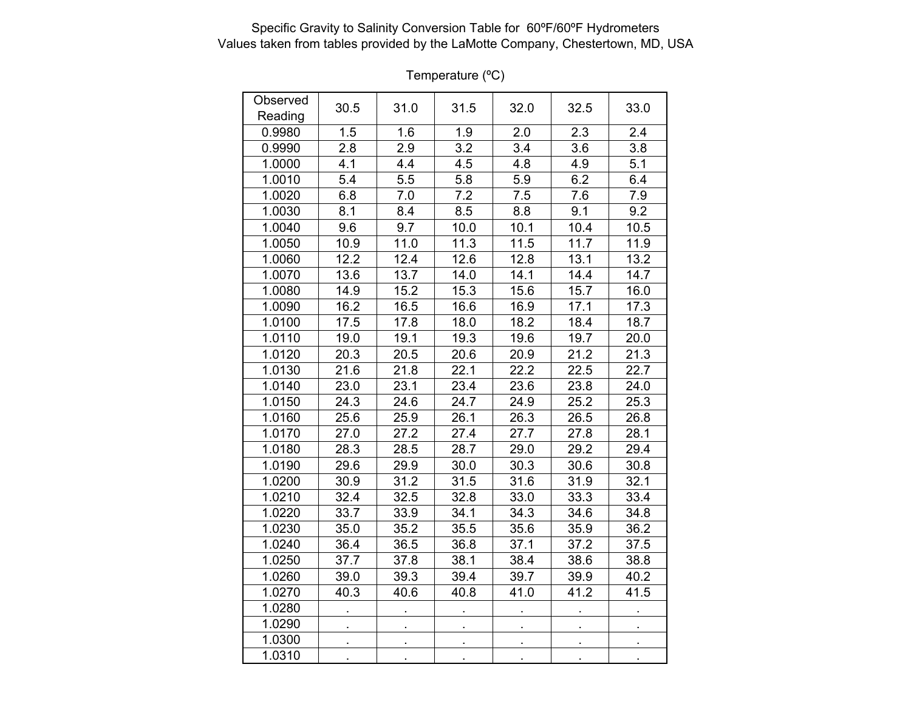Specific Gravity to Salinity Conversion Table for 60ºF/60ºF Hydrometers
Values taken from tables provided by the LaMotte Company, Chestertown, MD, USA

Temperature (ºC)

| Observed Reading | 30.5 | 31.0 | 31.5 | 32.0 | 32.5 | 33.0 |
|---|---|---|---|---|---|---|
| 0.9980 | 1.5 | 1.6 | 1.9 | 2.0 | 2.3 | 2.4 |
| 0.9990 | 2.8 | 2.9 | 3.2 | 3.4 | 3.6 | 3.8 |
| 1.0000 | 4.1 | 4.4 | 4.5 | 4.8 | 4.9 | 5.1 |
| 1.0010 | 5.4 | 5.5 | 5.8 | 5.9 | 6.2 | 6.4 |
| 1.0020 | 6.8 | 7.0 | 7.2 | 7.5 | 7.6 | 7.9 |
| 1.0030 | 8.1 | 8.4 | 8.5 | 8.8 | 9.1 | 9.2 |
| 1.0040 | 9.6 | 9.7 | 10.0 | 10.1 | 10.4 | 10.5 |
| 1.0050 | 10.9 | 11.0 | 11.3 | 11.5 | 11.7 | 11.9 |
| 1.0060 | 12.2 | 12.4 | 12.6 | 12.8 | 13.1 | 13.2 |
| 1.0070 | 13.6 | 13.7 | 14.0 | 14.1 | 14.4 | 14.7 |
| 1.0080 | 14.9 | 15.2 | 15.3 | 15.6 | 15.7 | 16.0 |
| 1.0090 | 16.2 | 16.5 | 16.6 | 16.9 | 17.1 | 17.3 |
| 1.0100 | 17.5 | 17.8 | 18.0 | 18.2 | 18.4 | 18.7 |
| 1.0110 | 19.0 | 19.1 | 19.3 | 19.6 | 19.7 | 20.0 |
| 1.0120 | 20.3 | 20.5 | 20.6 | 20.9 | 21.2 | 21.3 |
| 1.0130 | 21.6 | 21.8 | 22.1 | 22.2 | 22.5 | 22.7 |
| 1.0140 | 23.0 | 23.1 | 23.4 | 23.6 | 23.8 | 24.0 |
| 1.0150 | 24.3 | 24.6 | 24.7 | 24.9 | 25.2 | 25.3 |
| 1.0160 | 25.6 | 25.9 | 26.1 | 26.3 | 26.5 | 26.8 |
| 1.0170 | 27.0 | 27.2 | 27.4 | 27.7 | 27.8 | 28.1 |
| 1.0180 | 28.3 | 28.5 | 28.7 | 29.0 | 29.2 | 29.4 |
| 1.0190 | 29.6 | 29.9 | 30.0 | 30.3 | 30.6 | 30.8 |
| 1.0200 | 30.9 | 31.2 | 31.5 | 31.6 | 31.9 | 32.1 |
| 1.0210 | 32.4 | 32.5 | 32.8 | 33.0 | 33.3 | 33.4 |
| 1.0220 | 33.7 | 33.9 | 34.1 | 34.3 | 34.6 | 34.8 |
| 1.0230 | 35.0 | 35.2 | 35.5 | 35.6 | 35.9 | 36.2 |
| 1.0240 | 36.4 | 36.5 | 36.8 | 37.1 | 37.2 | 37.5 |
| 1.0250 | 37.7 | 37.8 | 38.1 | 38.4 | 38.6 | 38.8 |
| 1.0260 | 39.0 | 39.3 | 39.4 | 39.7 | 39.9 | 40.2 |
| 1.0270 | 40.3 | 40.6 | 40.8 | 41.0 | 41.2 | 41.5 |
| 1.0280 | . | . | . | . | . | . |
| 1.0290 | . | . | . | . | . | . |
| 1.0300 | . | . | . | . | . | . |
| 1.0310 | . | . | . | . | . | . |